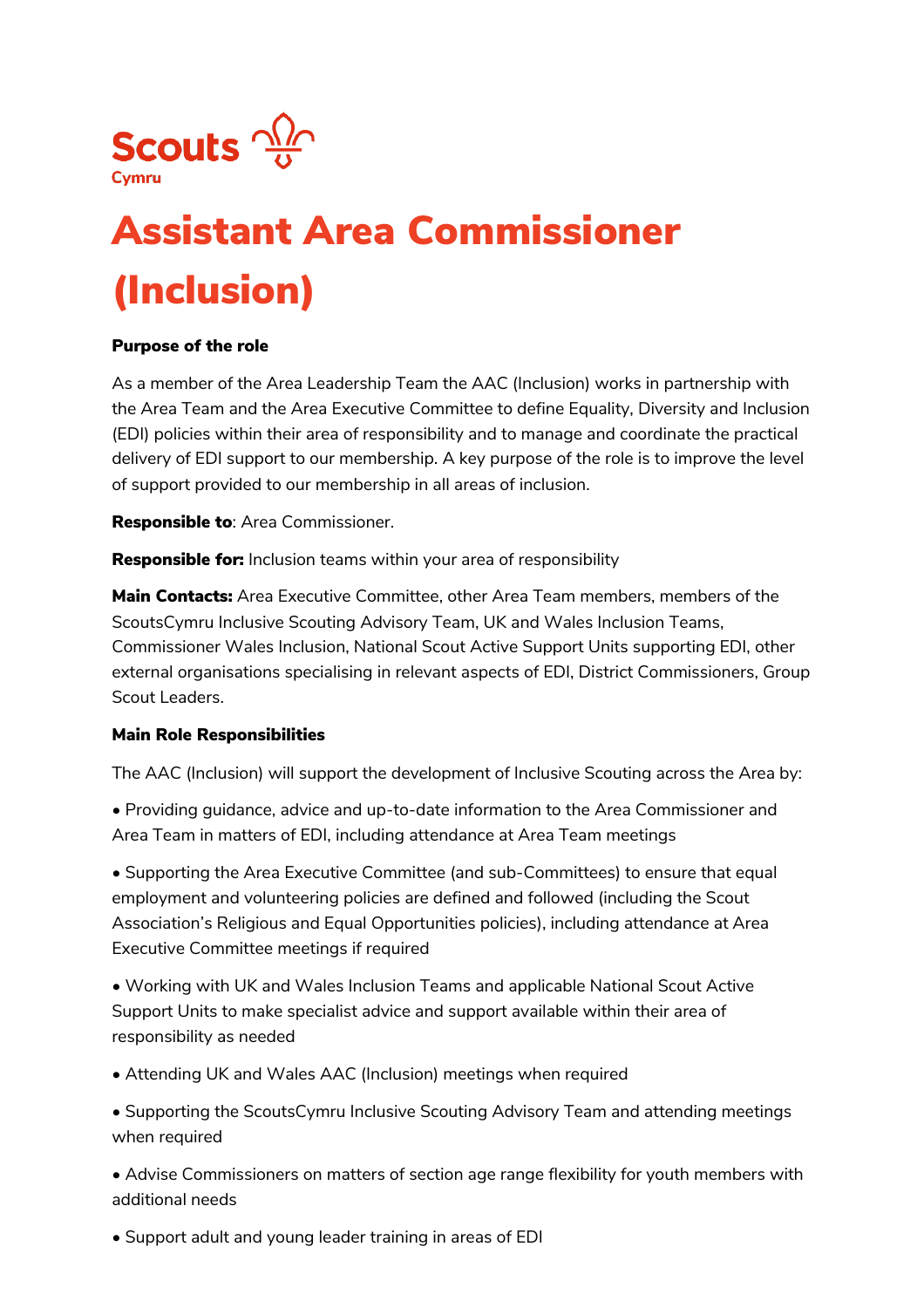Scouts
Cymru

# Assistant Area Commissioner (Inclusion)

**Purpose of the role**

As a member of the Area Leadership Team the AAC (Inclusion) works in partnership with the Area Team and the Area Executive Committee to define Equality, Diversity and Inclusion (EDI) policies within their area of responsibility and to manage and coordinate the practical delivery of EDI support to our membership. A key purpose of the role is to improve the level of support provided to our membership in all areas of inclusion.

**Responsible to**: Area Commissioner.

**Responsible for:** Inclusion teams within your area of responsibility

**Main Contacts:** Area Executive Committee, other Area Team members, members of the ScoutsCymru Inclusive Scouting Advisory Team, UK and Wales Inclusion Teams, Commissioner Wales Inclusion, National Scout Active Support Units supporting EDI, other external organisations specialising in relevant aspects of EDI, District Commissioners, Group Scout Leaders.

**Main Role Responsibilities**

The AAC (Inclusion) will support the development of Inclusive Scouting across the Area by:

- Providing guidance, advice and up-to-date information to the Area Commissioner and Area Team in matters of EDI, including attendance at Area Team meetings
- Supporting the Area Executive Committee (and sub-Committees) to ensure that equal employment and volunteering policies are defined and followed (including the Scout Association's Religious and Equal Opportunities policies), including attendance at Area Executive Committee meetings if required
- Working with UK and Wales Inclusion Teams and applicable National Scout Active Support Units to make specialist advice and support available within their area of responsibility as needed
- Attending UK and Wales AAC (Inclusion) meetings when required
- Supporting the ScoutsCymru Inclusive Scouting Advisory Team and attending meetings when required
- Advise Commissioners on matters of section age range flexibility for youth members with additional needs
- Support adult and young leader training in areas of EDI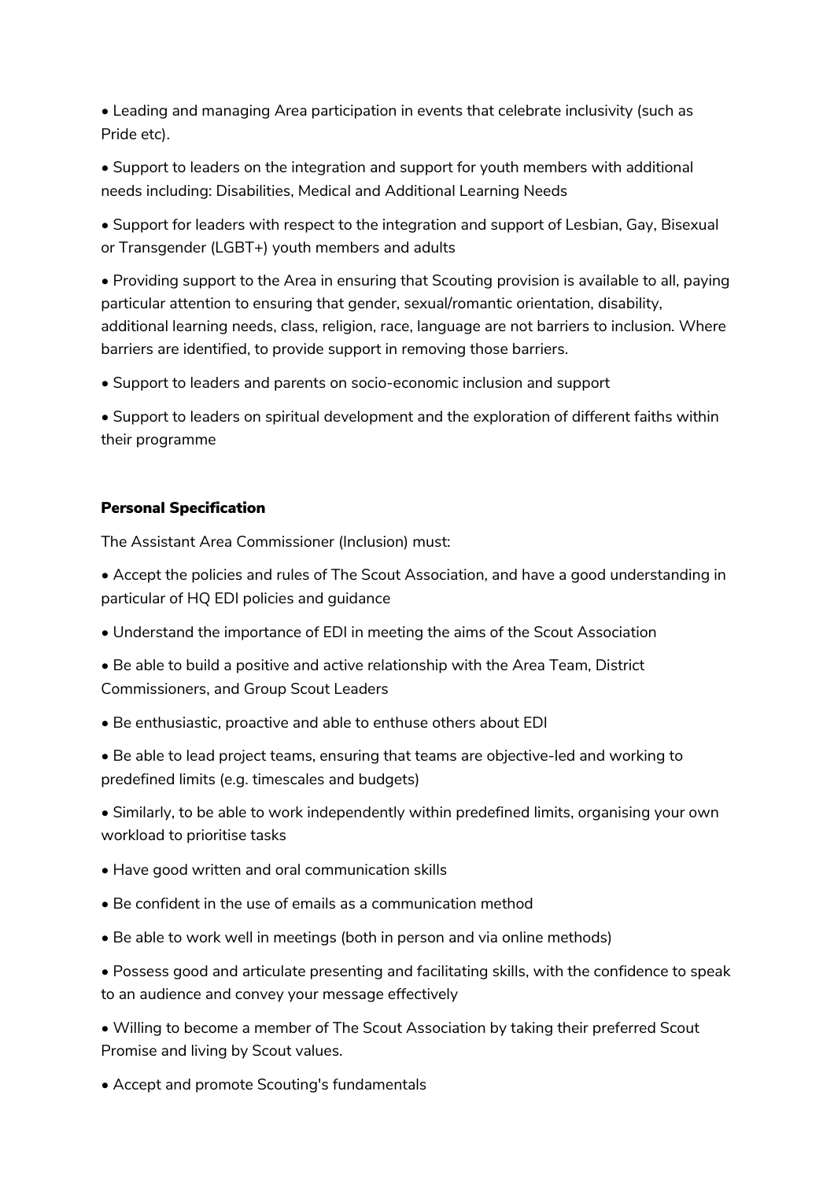- Leading and managing Area participation in events that celebrate inclusivity (such as Pride etc).
- Support to leaders on the integration and support for youth members with additional needs including: Disabilities, Medical and Additional Learning Needs
- Support for leaders with respect to the integration and support of Lesbian, Gay, Bisexual or Transgender (LGBT+) youth members and adults
- Providing support to the Area in ensuring that Scouting provision is available to all, paying particular attention to ensuring that gender, sexual/romantic orientation, disability, additional learning needs, class, religion, race, language are not barriers to inclusion. Where barriers are identified, to provide support in removing those barriers.
- Support to leaders and parents on socio-economic inclusion and support
- Support to leaders on spiritual development and the exploration of different faiths within their programme

### Personal Specification

The Assistant Area Commissioner (Inclusion) must:

- Accept the policies and rules of The Scout Association, and have a good understanding in particular of HQ EDI policies and guidance
- Understand the importance of EDI in meeting the aims of the Scout Association
- Be able to build a positive and active relationship with the Area Team, District Commissioners, and Group Scout Leaders
- Be enthusiastic, proactive and able to enthuse others about EDI
- Be able to lead project teams, ensuring that teams are objective-led and working to predefined limits (e.g. timescales and budgets)
- Similarly, to be able to work independently within predefined limits, organising your own workload to prioritise tasks
- Have good written and oral communication skills
- Be confident in the use of emails as a communication method
- Be able to work well in meetings (both in person and via online methods)
- Possess good and articulate presenting and facilitating skills, with the confidence to speak to an audience and convey your message effectively
- Willing to become a member of The Scout Association by taking their preferred Scout Promise and living by Scout values.
- Accept and promote Scouting's fundamentals